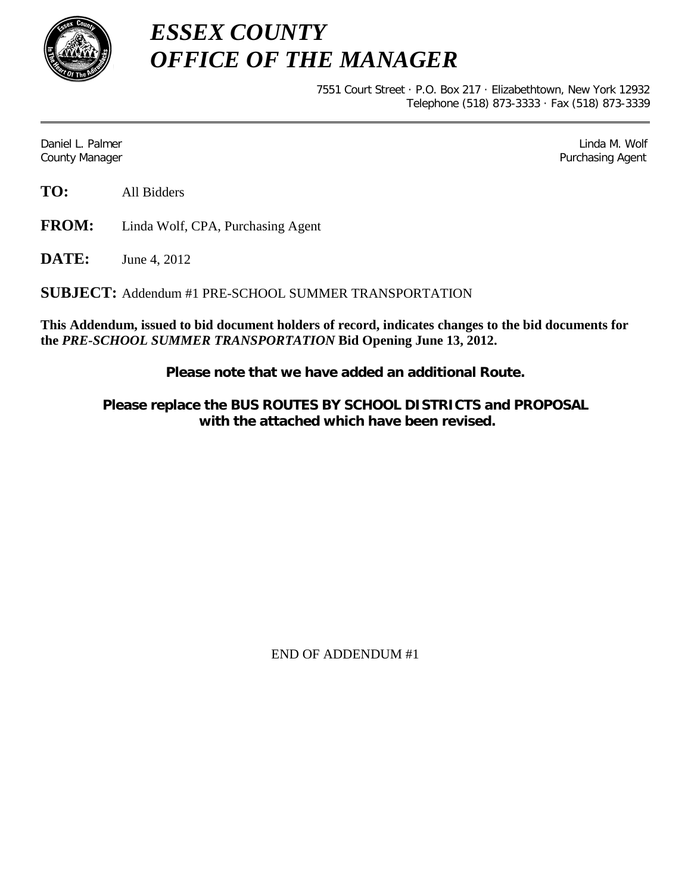# *ESSEX COUNTY*
# *OFFICE OF THE MANAGER*

7551 Court Street · P.O. Box 217 · Elizabethtown, New York 12932
Telephone (518) 873-3333 · Fax (518) 873-3339

---

Daniel L. Palmer
County Manager

Linda M. Wolf
Purchasing Agent

**TO:** All Bidders

**FROM:** Linda Wolf, CPA, Purchasing Agent

**DATE:** June 4, 2012

**SUBJECT:** Addendum #1 PRE-SCHOOL SUMMER TRANSPORTATION

**This Addendum, issued to bid document holders of record, indicates changes to the bid documents for the *PRE-SCHOOL SUMMER TRANSPORTATION* Bid Opening June 13, 2012.**

**Please note that we have added an additional Route.**

**Please replace the BUS ROUTES BY SCHOOL DISTRICTS and PROPOSAL with the attached which have been revised.**

END OF ADDENDUM #1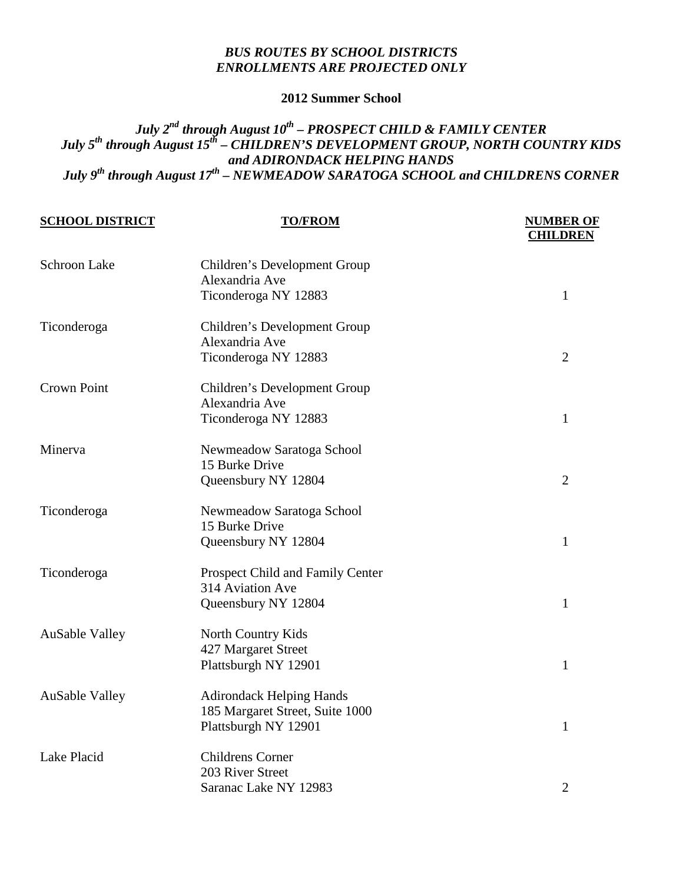***BUS ROUTES BY SCHOOL DISTRICTS***
***ENROLLMENTS ARE PROJECTED ONLY***

**2012 Summer School**

***July $2^{nd}$ through August $10^{th}$ – PROSPECT CHILD & FAMILY CENTER***
***July $5^{th}$ through August $15^{th}$ – CHILDREN'S DEVELOPMENT GROUP, NORTH COUNTRY KIDS and ADIRONDACK HELPING HANDS***
***July $9^{th}$ through August $17^{th}$ – NEWMEADOW SARATOGA SCHOOL and CHILDRENS CORNER***

| SCHOOL DISTRICT | TO/FROM | NUMBER OF CHILDREN |
|---|---|---|
| Schroon Lake | Children's Development Group<br>Alexandria Ave<br>Ticonderoga NY 12883 | 1 |
| Ticonderoga | Children's Development Group<br>Alexandria Ave<br>Ticonderoga NY 12883 | 2 |
| Crown Point | Children's Development Group<br>Alexandria Ave<br>Ticonderoga NY 12883 | 1 |
| Minerva | Newmeadow Saratoga School<br>15 Burke Drive<br>Queensbury NY 12804 | 2 |
| Ticonderoga | Newmeadow Saratoga School<br>15 Burke Drive<br>Queensbury NY 12804 | 1 |
| Ticonderoga | Prospect Child and Family Center<br>314 Aviation Ave<br>Queensbury NY 12804 | 1 |
| AuSable Valley | North Country Kids<br>427 Margaret Street<br>Plattsburgh NY 12901 | 1 |
| AuSable Valley | Adirondack Helping Hands<br>185 Margaret Street, Suite 1000<br>Plattsburgh NY 12901 | 1 |
| Lake Placid | Childrens Corner<br>203 River Street<br>Saranac Lake NY 12983 | 2 |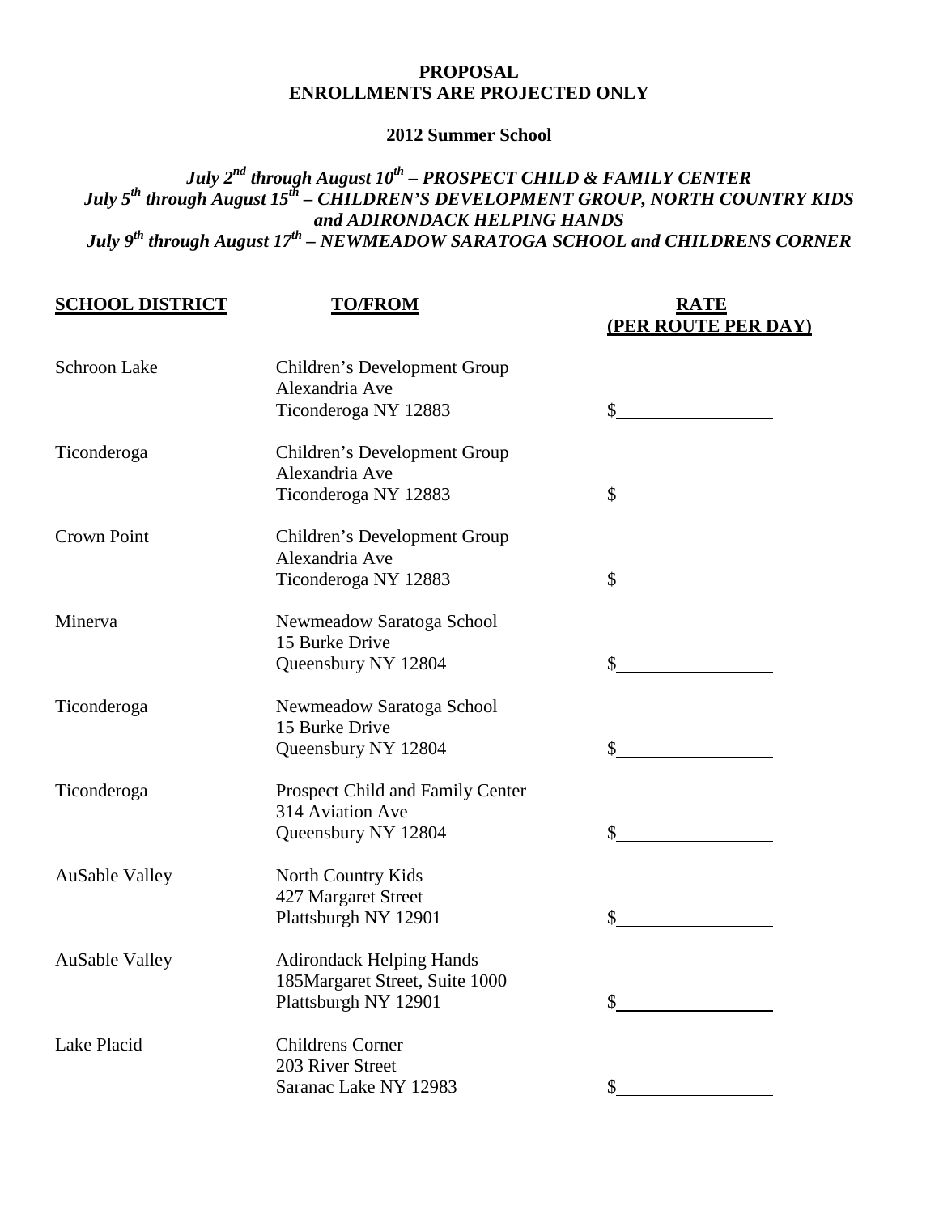**PROPOSAL**
**ENROLLMENTS ARE PROJECTED ONLY**

**2012 Summer School**

***July 2nd through August 10th – PROSPECT CHILD & FAMILY CENTER***
***July 5th through August 15th – CHILDREN'S DEVELOPMENT GROUP, NORTH COUNTRY KIDS and ADIRONDACK HELPING HANDS***
***July 9th through August 17th – NEWMEADOW SARATOGA SCHOOL and CHILDRENS CORNER***

| SCHOOL DISTRICT | TO/FROM | RATE (PER ROUTE PER DAY) |
|---|---|---|
| Schroon Lake | Children's Development Group<br>Alexandria Ave<br>Ticonderoga NY 12883 | $________ |
| Ticonderoga | Children's Development Group<br>Alexandria Ave<br>Ticonderoga NY 12883 | $________ |
| Crown Point | Children's Development Group<br>Alexandria Ave<br>Ticonderoga NY 12883 | $________ |
| Minerva | Newmeadow Saratoga School<br>15 Burke Drive<br>Queensbury NY 12804 | $________ |
| Ticonderoga | Newmeadow Saratoga School<br>15 Burke Drive<br>Queensbury NY 12804 | $________ |
| Ticonderoga | Prospect Child and Family Center<br>314 Aviation Ave<br>Queensbury NY 12804 | $________ |
| AuSable Valley | North Country Kids<br>427 Margaret Street<br>Plattsburgh NY 12901 | $________ |
| AuSable Valley | Adirondack Helping Hands<br>185Margaret Street, Suite 1000<br>Plattsburgh NY 12901 | $________ |
| Lake Placid | Childrens Corner<br>203 River Street<br>Saranac Lake NY 12983 | $________ |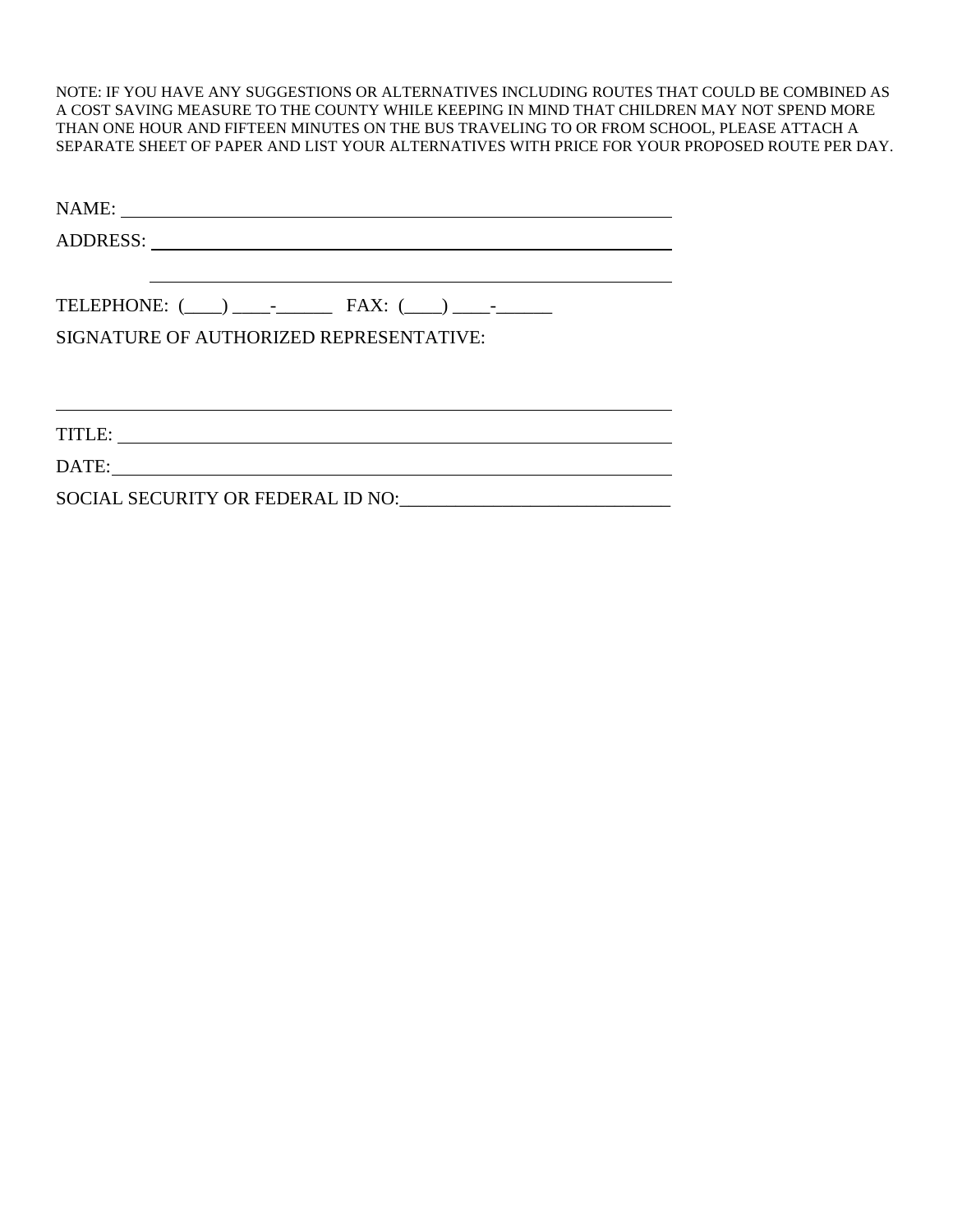NOTE: IF YOU HAVE ANY SUGGESTIONS OR ALTERNATIVES INCLUDING ROUTES THAT COULD BE COMBINED AS A COST SAVING MEASURE TO THE COUNTY WHILE KEEPING IN MIND THAT CHILDREN MAY NOT SPEND MORE THAN ONE HOUR AND FIFTEEN MINUTES ON THE BUS TRAVELING TO OR FROM SCHOOL, PLEASE ATTACH A SEPARATE SHEET OF PAPER AND LIST YOUR ALTERNATIVES WITH PRICE FOR YOUR PROPOSED ROUTE PER DAY.

NAME: ____________________________________________________________

ADDRESS: _________________________________________________________

_________________________________________________________

TELEPHONE: (____) ____-______ FAX: (____) ____-______

SIGNATURE OF AUTHORIZED REPRESENTATIVE:

____________________________________________________________________

TITLE: ____________________________________________________________

DATE:_____________________________________________________________

SOCIAL SECURITY OR FEDERAL ID NO:_____________________________